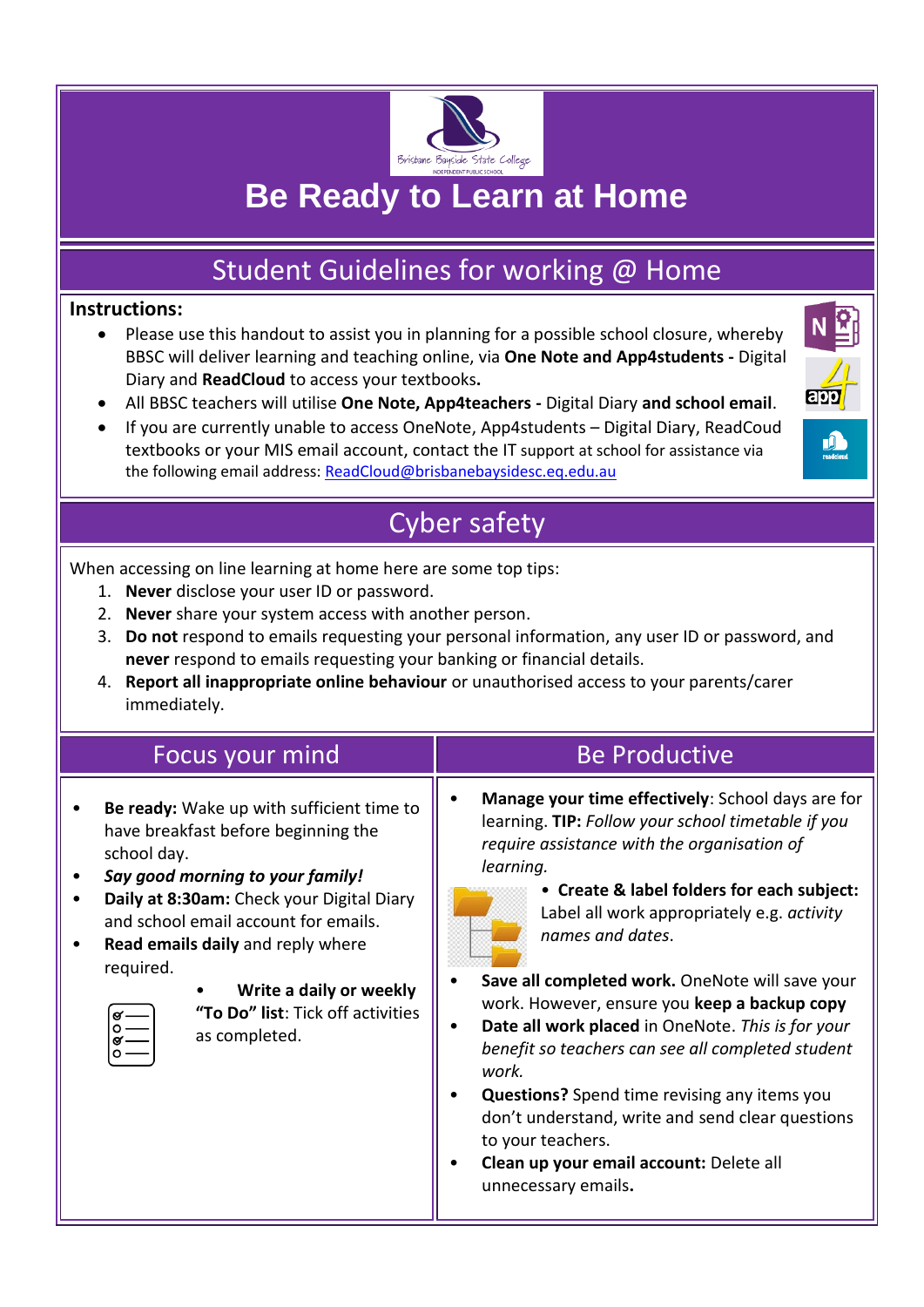# Be Ready to Learn at Home

## Student Guidelines for working @ Home

**Instructions:**

- Please use this handout to assist you in planning for a possible school closure, whereby BBSC will deliver learning and teaching online, via **One Note and App4students -** Digital Diary and **ReadCloud** to access your textbooks**.**
- All BBSC teachers will utilise **One Note, App4teachers -** Digital Diary **and school email**.
- If you are currently unable to access OneNote, App4students – Digital Diary, ReadCoud textbooks or your MIS email account, contact the IT support at school for assistance via the following email address: ReadCloud@brisbanebaysidesc.eq.edu.au

## Cyber safety

When accessing on line learning at home here are some top tips:

1. **Never** disclose your user ID or password.
2. **Never** share your system access with another person.
3. **Do not** respond to emails requesting your personal information, any user ID or password, and **never** respond to emails requesting your banking or financial details.
4. **Report all inappropriate online behaviour** or unauthorised access to your parents/carer immediately.

## Focus your mind

- **Be ready:** Wake up with sufficient time to have breakfast before beginning the school day.
- ***Say good morning to your family!***
- **Daily at 8:30am:** Check your Digital Diary and school email account for emails.
- **Read emails daily** and reply where required.
- **Write a daily or weekly "To Do" list**: Tick off activities as completed.

## Be Productive

- **Manage your time effectively**: School days are for learning. **TIP:** *Follow your school timetable if you require assistance with the organisation of learning.*
- **Create & label folders for each subject:** Label all work appropriately e.g. *activity names and dates*.
- **Save all completed work.** OneNote will save your work. However, ensure you **keep a backup copy**
- **Date all work placed** in OneNote. *This is for your benefit so teachers can see all completed student work.*
- **Questions?** Spend time revising any items you don't understand, write and send clear questions to your teachers.
- **Clean up your email account:** Delete all unnecessary emails**.**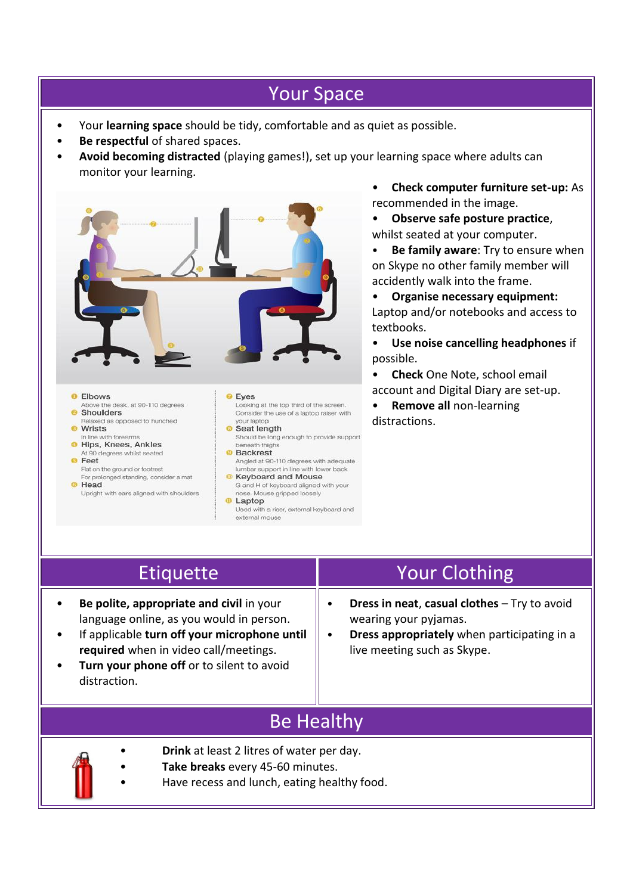## Your Space

- Your **learning space** should be tidy, comfortable and as quiet as possible.
- **Be respectful** of shared spaces.
- **Avoid becoming distracted** (playing games!), set up your learning space where adults can monitor your learning.

1. Elbows
   Above the desk, at 90-110 degrees
2. Shoulders
   Relaxed as opposed to hunched
3. Wrists
   In line with forearms
4. Hips, Knees, Ankles
   At 90 degrees whilst seated
5. Feet
   Flat on the ground or footrest
   For prolonged standing, consider a mat
6. Head
   Upright with ears aligned with shoulders
7. Eyes
   Looking at the top third of the screen. Consider the use of a laptop raiser with your laptop
8. Seat length
   Should be long enough to provide support beneath thighs
9. Backrest
   Angled at 90-110 degrees with adequate lumbar support in line with lower back
10. Keyboard and Mouse
    G and H of keyboard aligned with your nose. Mouse gripped loosely
11. Laptop
    Used with a riser, external keyboard and external mouse

- **Check computer furniture set-up:** As recommended in the image.
- **Observe safe posture practice**, whilst seated at your computer.
- **Be family aware**: Try to ensure when on Skype no other family member will accidently walk into the frame.
- **Organise necessary equipment:** Laptop and/or notebooks and access to textbooks.
- **Use noise cancelling headphones** if possible.
- **Check** One Note, school email account and Digital Diary are set-up.
- **Remove all** non-learning distractions.

## Etiquette

- **Be polite, appropriate and civil** in your language online, as you would in person.
- If applicable **turn off your microphone until required** when in video call/meetings.
- **Turn your phone off** or to silent to avoid distraction.

## Your Clothing

- **Dress in neat, casual clothes** – Try to avoid wearing your pyjamas.
- **Dress appropriately** when participating in a live meeting such as Skype.

## Be Healthy

- **Drink** at least 2 litres of water per day.
- **Take breaks** every 45-60 minutes.
- Have recess and lunch, eating healthy food.